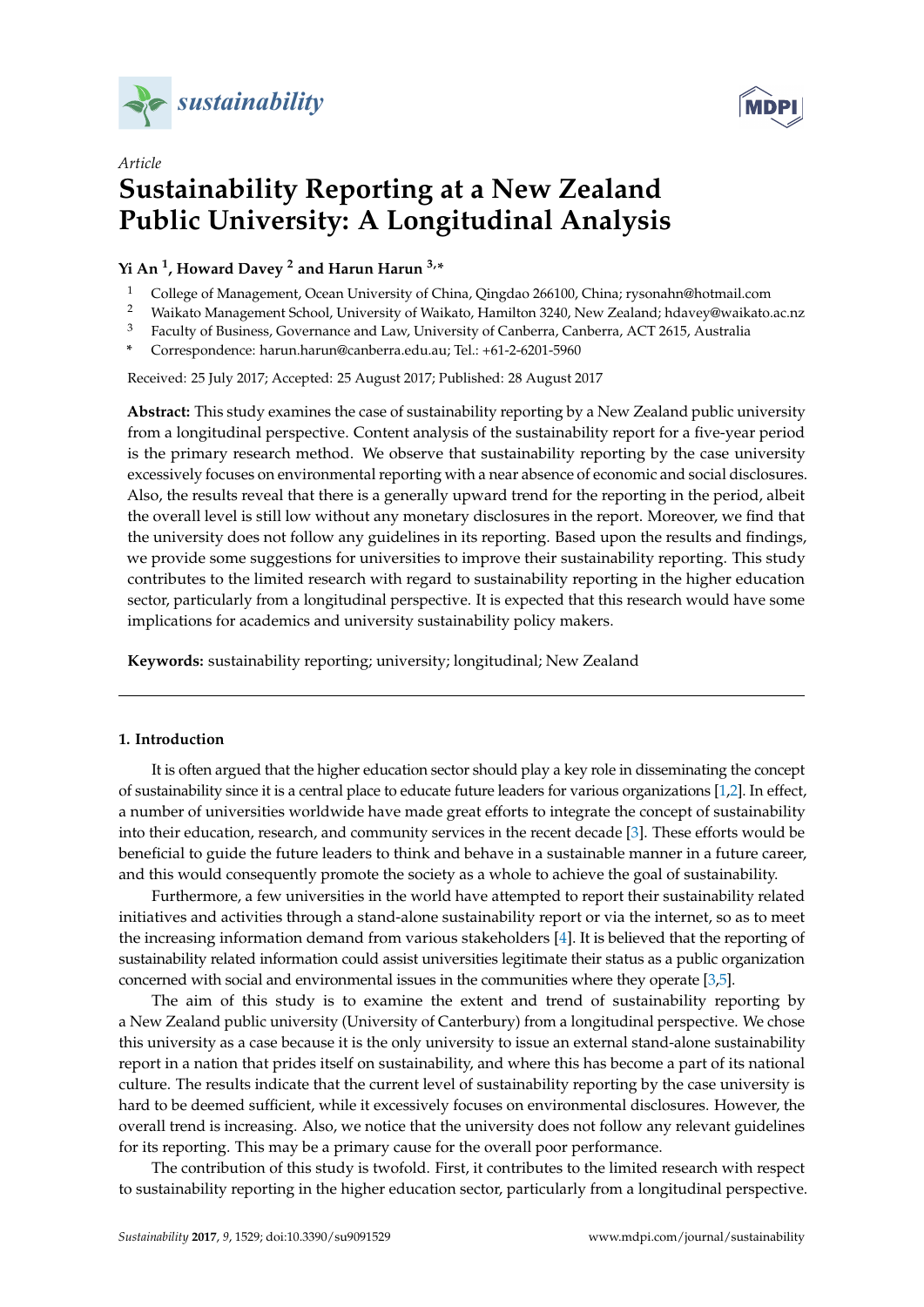*sustainability*

*Article*

# Sustainability Reporting at a New Zealand Public University: A Longitudinal Analysis

**Yi An [1], Howard Davey [2] and Harun Harun [3,*]**

[1] College of Management, Ocean University of China, Qingdao 266100, China; rysonahn@hotmail.com
[2] Waikato Management School, University of Waikato, Hamilton 3240, New Zealand; hdavey@waikato.ac.nz
[3] Faculty of Business, Governance and Law, University of Canberra, Canberra, ACT 2615, Australia
* Correspondence: harun.harun@canberra.edu.au; Tel.: +61-2-6201-5960

Received: 25 July 2017; Accepted: 25 August 2017; Published: 28 August 2017

**Abstract:** This study examines the case of sustainability reporting by a New Zealand public university from a longitudinal perspective. Content analysis of the sustainability report for a five-year period is the primary research method. We observe that sustainability reporting by the case university excessively focuses on environmental reporting with a near absence of economic and social disclosures. Also, the results reveal that there is a generally upward trend for the reporting in the period, albeit the overall level is still low without any monetary disclosures in the report. Moreover, we find that the university does not follow any guidelines in its reporting. Based upon the results and findings, we provide some suggestions for universities to improve their sustainability reporting. This study contributes to the limited research with regard to sustainability reporting in the higher education sector, particularly from a longitudinal perspective. It is expected that this research would have some implications for academics and university sustainability policy makers.

**Keywords:** sustainability reporting; university; longitudinal; New Zealand

---

## 1. Introduction

It is often argued that the higher education sector should play a key role in disseminating the concept of sustainability since it is a central place to educate future leaders for various organizations [1,2]. In effect, a number of universities worldwide have made great efforts to integrate the concept of sustainability into their education, research, and community services in the recent decade [3]. These efforts would be beneficial to guide the future leaders to think and behave in a sustainable manner in a future career, and this would consequently promote the society as a whole to achieve the goal of sustainability.

Furthermore, a few universities in the world have attempted to report their sustainability related initiatives and activities through a stand-alone sustainability report or via the internet, so as to meet the increasing information demand from various stakeholders [4]. It is believed that the reporting of sustainability related information could assist universities legitimate their status as a public organization concerned with social and environmental issues in the communities where they operate [3,5].

The aim of this study is to examine the extent and trend of sustainability reporting by a New Zealand public university (University of Canterbury) from a longitudinal perspective. We chose this university as a case because it is the only university to issue an external stand-alone sustainability report in a nation that prides itself on sustainability, and where this has become a part of its national culture. The results indicate that the current level of sustainability reporting by the case university is hard to be deemed sufficient, while it excessively focuses on environmental disclosures. However, the overall trend is increasing. Also, we notice that the university does not follow any relevant guidelines for its reporting. This may be a primary cause for the overall poor performance.

The contribution of this study is twofold. First, it contributes to the limited research with respect to sustainability reporting in the higher education sector, particularly from a longitudinal perspective.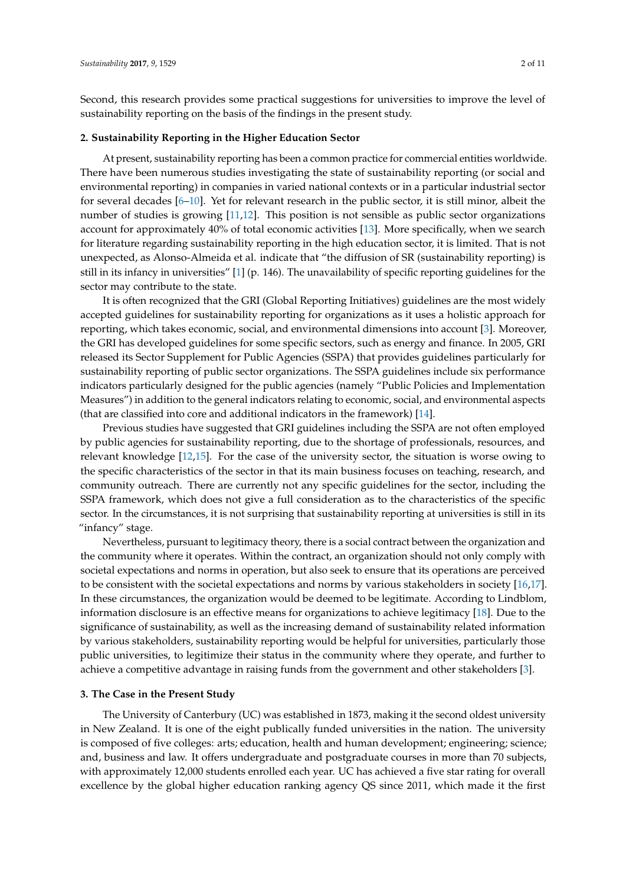Second, this research provides some practical suggestions for universities to improve the level of sustainability reporting on the basis of the findings in the present study.

## 2. Sustainability Reporting in the Higher Education Sector

At present, sustainability reporting has been a common practice for commercial entities worldwide. There have been numerous studies investigating the state of sustainability reporting (or social and environmental reporting) in companies in varied national contexts or in a particular industrial sector for several decades [6–10]. Yet for relevant research in the public sector, it is still minor, albeit the number of studies is growing [11,12]. This position is not sensible as public sector organizations account for approximately 40% of total economic activities [13]. More specifically, when we search for literature regarding sustainability reporting in the high education sector, it is limited. That is not unexpected, as Alonso-Almeida et al. indicate that "the diffusion of SR (sustainability reporting) is still in its infancy in universities" [1] (p. 146). The unavailability of specific reporting guidelines for the sector may contribute to the state.

It is often recognized that the GRI (Global Reporting Initiatives) guidelines are the most widely accepted guidelines for sustainability reporting for organizations as it uses a holistic approach for reporting, which takes economic, social, and environmental dimensions into account [3]. Moreover, the GRI has developed guidelines for some specific sectors, such as energy and finance. In 2005, GRI released its Sector Supplement for Public Agencies (SSPA) that provides guidelines particularly for sustainability reporting of public sector organizations. The SSPA guidelines include six performance indicators particularly designed for the public agencies (namely "Public Policies and Implementation Measures") in addition to the general indicators relating to economic, social, and environmental aspects (that are classified into core and additional indicators in the framework) [14].

Previous studies have suggested that GRI guidelines including the SSPA are not often employed by public agencies for sustainability reporting, due to the shortage of professionals, resources, and relevant knowledge [12,15]. For the case of the university sector, the situation is worse owing to the specific characteristics of the sector in that its main business focuses on teaching, research, and community outreach. There are currently not any specific guidelines for the sector, including the SSPA framework, which does not give a full consideration as to the characteristics of the specific sector. In the circumstances, it is not surprising that sustainability reporting at universities is still in its "infancy" stage.

Nevertheless, pursuant to legitimacy theory, there is a social contract between the organization and the community where it operates. Within the contract, an organization should not only comply with societal expectations and norms in operation, but also seek to ensure that its operations are perceived to be consistent with the societal expectations and norms by various stakeholders in society [16,17]. In these circumstances, the organization would be deemed to be legitimate. According to Lindblom, information disclosure is an effective means for organizations to achieve legitimacy [18]. Due to the significance of sustainability, as well as the increasing demand of sustainability related information by various stakeholders, sustainability reporting would be helpful for universities, particularly those public universities, to legitimize their status in the community where they operate, and further to achieve a competitive advantage in raising funds from the government and other stakeholders [3].

## 3. The Case in the Present Study

The University of Canterbury (UC) was established in 1873, making it the second oldest university in New Zealand. It is one of the eight publically funded universities in the nation. The university is composed of five colleges: arts; education, health and human development; engineering; science; and, business and law. It offers undergraduate and postgraduate courses in more than 70 subjects, with approximately 12,000 students enrolled each year. UC has achieved a five star rating for overall excellence by the global higher education ranking agency QS since 2011, which made it the first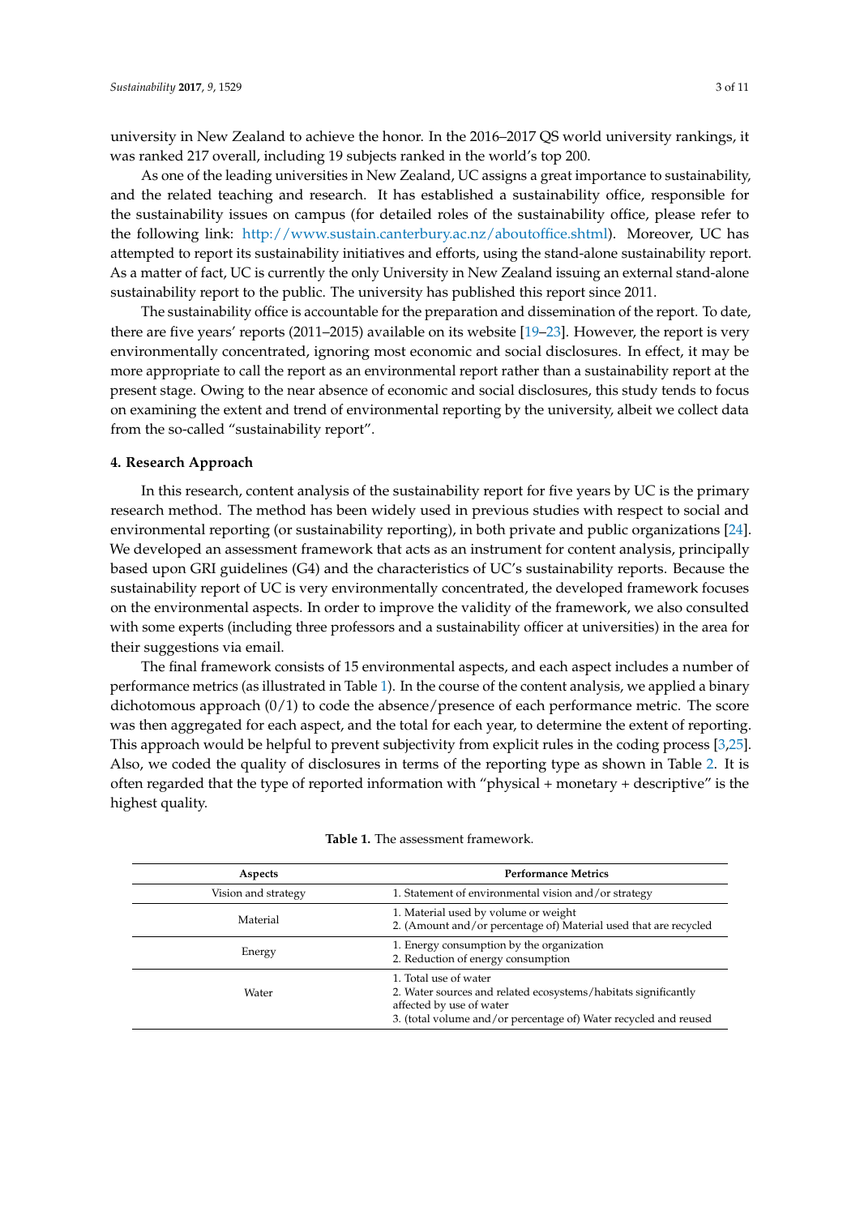university in New Zealand to achieve the honor. In the 2016–2017 QS world university rankings, it was ranked 217 overall, including 19 subjects ranked in the world's top 200.

As one of the leading universities in New Zealand, UC assigns a great importance to sustainability, and the related teaching and research. It has established a sustainability office, responsible for the sustainability issues on campus (for detailed roles of the sustainability office, please refer to the following link: http://www.sustain.canterbury.ac.nz/aboutoffice.shtml). Moreover, UC has attempted to report its sustainability initiatives and efforts, using the stand-alone sustainability report. As a matter of fact, UC is currently the only University in New Zealand issuing an external stand-alone sustainability report to the public. The university has published this report since 2011.

The sustainability office is accountable for the preparation and dissemination of the report. To date, there are five years' reports (2011–2015) available on its website [19–23]. However, the report is very environmentally concentrated, ignoring most economic and social disclosures. In effect, it may be more appropriate to call the report as an environmental report rather than a sustainability report at the present stage. Owing to the near absence of economic and social disclosures, this study tends to focus on examining the extent and trend of environmental reporting by the university, albeit we collect data from the so-called "sustainability report".

## 4. Research Approach

In this research, content analysis of the sustainability report for five years by UC is the primary research method. The method has been widely used in previous studies with respect to social and environmental reporting (or sustainability reporting), in both private and public organizations [24]. We developed an assessment framework that acts as an instrument for content analysis, principally based upon GRI guidelines (G4) and the characteristics of UC's sustainability reports. Because the sustainability report of UC is very environmentally concentrated, the developed framework focuses on the environmental aspects. In order to improve the validity of the framework, we also consulted with some experts (including three professors and a sustainability officer at universities) in the area for their suggestions via email.

The final framework consists of 15 environmental aspects, and each aspect includes a number of performance metrics (as illustrated in Table 1). In the course of the content analysis, we applied a binary dichotomous approach (0/1) to code the absence/presence of each performance metric. The score was then aggregated for each aspect, and the total for each year, to determine the extent of reporting. This approach would be helpful to prevent subjectivity from explicit rules in the coding process [3,25]. Also, we coded the quality of disclosures in terms of the reporting type as shown in Table 2. It is often regarded that the type of reported information with "physical + monetary + descriptive" is the highest quality.

**Table 1.** The assessment framework.

| Aspects | Performance Metrics |
|---|---|
| Vision and strategy | 1. Statement of environmental vision and/or strategy |
| Material | 1. Material used by volume or weight<br>2. (Amount and/or percentage of) Material used that are recycled |
| Energy | 1. Energy consumption by the organization<br>2. Reduction of energy consumption |
| Water | 1. Total use of water<br>2. Water sources and related ecosystems/habitats significantly affected by use of water<br>3. (total volume and/or percentage of) Water recycled and reused |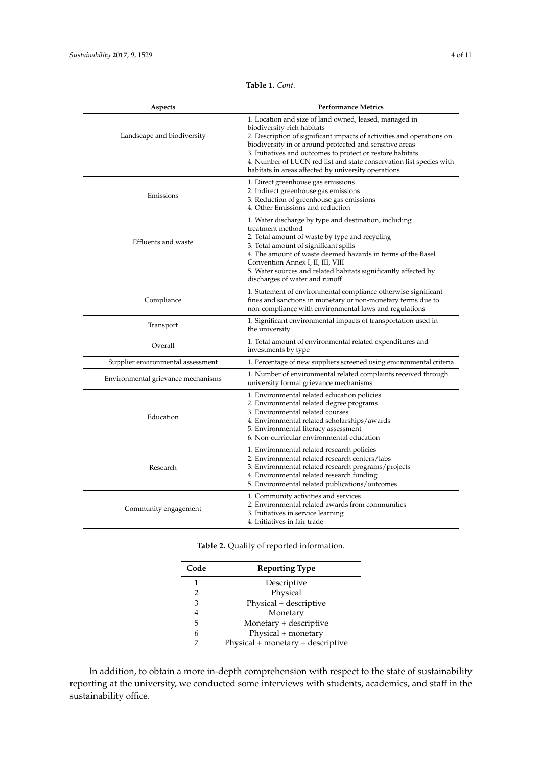**Table 1.** *Cont.*

| Aspects | Performance Metrics |
|---|---|
| Landscape and biodiversity | 1. Location and size of land owned, leased, managed in biodiversity-rich habitats<br>2. Description of significant impacts of activities and operations on biodiversity in or around protected and sensitive areas<br>3. Initiatives and outcomes to protect or restore habitats<br>4. Number of LUCN red list and state conservation list species with habitats in areas affected by university operations |
| Emissions | 1. Direct greenhouse gas emissions<br>2. Indirect greenhouse gas emissions<br>3. Reduction of greenhouse gas emissions<br>4. Other Emissions and reduction |
| Effluents and waste | 1. Water discharge by type and destination, including treatment method<br>2. Total amount of waste by type and recycling<br>3. Total amount of significant spills<br>4. The amount of waste deemed hazards in terms of the Basel Convention Annex I, II, III, VIII<br>5. Water sources and related habitats significantly affected by discharges of water and runoff |
| Compliance | 1. Statement of environmental compliance otherwise significant fines and sanctions in monetary or non-monetary terms due to non-compliance with environmental laws and regulations |
| Transport | 1. Significant environmental impacts of transportation used in the university |
| Overall | 1. Total amount of environmental related expenditures and investments by type |
| Supplier environmental assessment | 1. Percentage of new suppliers screened using environmental criteria |
| Environmental grievance mechanisms | 1. Number of environmental related complaints received through university formal grievance mechanisms |
| Education | 1. Environmental related education policies<br>2. Environmental related degree programs<br>3. Environmental related courses<br>4. Environmental related scholarships/awards<br>5. Environmental literacy assessment<br>6. Non-curricular environmental education |
| Research | 1. Environmental related research policies<br>2. Environmental related research centers/labs<br>3. Environmental related research programs/projects<br>4. Environmental related research funding<br>5. Environmental related publications/outcomes |
| Community engagement | 1. Community activities and services<br>2. Environmental related awards from communities<br>3. Initiatives in service learning<br>4. Initiatives in fair trade |

**Table 2.** Quality of reported information.

| Code | Reporting Type |
|---|---|
| 1 | Descriptive |
| 2 | Physical |
| 3 | Physical + descriptive |
| 4 | Monetary |
| 5 | Monetary + descriptive |
| 6 | Physical + monetary |
| 7 | Physical + monetary + descriptive |

In addition, to obtain a more in-depth comprehension with respect to the state of sustainability reporting at the university, we conducted some interviews with students, academics, and staff in the sustainability office.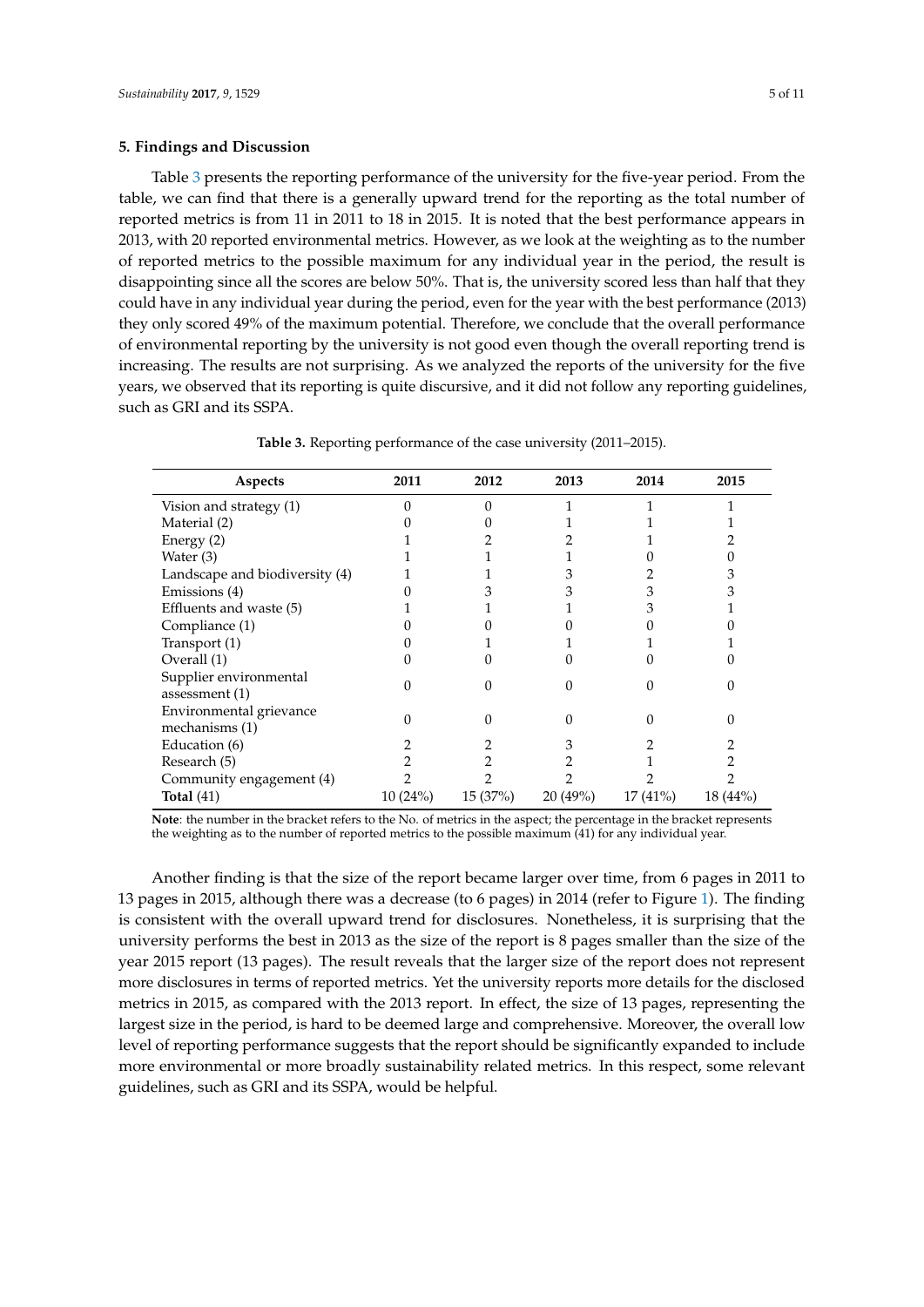## 5. Findings and Discussion

Table 3 presents the reporting performance of the university for the five-year period. From the table, we can find that there is a generally upward trend for the reporting as the total number of reported metrics is from 11 in 2011 to 18 in 2015. It is noted that the best performance appears in 2013, with 20 reported environmental metrics. However, as we look at the weighting as to the number of reported metrics to the possible maximum for any individual year in the period, the result is disappointing since all the scores are below 50%. That is, the university scored less than half that they could have in any individual year during the period, even for the year with the best performance (2013) they only scored 49% of the maximum potential. Therefore, we conclude that the overall performance of environmental reporting by the university is not good even though the overall reporting trend is increasing. The results are not surprising. As we analyzed the reports of the university for the five years, we observed that its reporting is quite discursive, and it did not follow any reporting guidelines, such as GRI and its SSPA.

**Table 3.** Reporting performance of the case university (2011–2015).

| Aspects | 2011 | 2012 | 2013 | 2014 | 2015 |
|---|---|---|---|---|---|
| Vision and strategy (1) | 0 | 0 | 1 | 1 | 1 |
| Material (2) | 0 | 0 | 1 | 1 | 1 |
| Energy (2) | 1 | 2 | 2 | 1 | 2 |
| Water (3) | 1 | 1 | 1 | 0 | 0 |
| Landscape and biodiversity (4) | 1 | 1 | 3 | 2 | 3 |
| Emissions (4) | 0 | 3 | 3 | 3 | 3 |
| Effluents and waste (5) | 1 | 1 | 1 | 3 | 1 |
| Compliance (1) | 0 | 0 | 0 | 0 | 0 |
| Transport (1) | 0 | 1 | 1 | 1 | 1 |
| Overall (1) | 0 | 0 | 0 | 0 | 0 |
| Supplier environmental assessment (1) | 0 | 0 | 0 | 0 | 0 |
| Environmental grievance mechanisms (1) | 0 | 0 | 0 | 0 | 0 |
| Education (6) | 2 | 2 | 3 | 2 | 2 |
| Research (5) | 2 | 2 | 2 | 1 | 2 |
| Community engagement (4) | 2 | 2 | 2 | 2 | 2 |
| **Total** (41) | 10 (24%) | 15 (37%) | 20 (49%) | 17 (41%) | 18 (44%) |

**Note**: the number in the bracket refers to the No. of metrics in the aspect; the percentage in the bracket represents the weighting as to the number of reported metrics to the possible maximum (41) for any individual year.

Another finding is that the size of the report became larger over time, from 6 pages in 2011 to 13 pages in 2015, although there was a decrease (to 6 pages) in 2014 (refer to Figure 1). The finding is consistent with the overall upward trend for disclosures. Nonetheless, it is surprising that the university performs the best in 2013 as the size of the report is 8 pages smaller than the size of the year 2015 report (13 pages). The result reveals that the larger size of the report does not represent more disclosures in terms of reported metrics. Yet the university reports more details for the disclosed metrics in 2015, as compared with the 2013 report. In effect, the size of 13 pages, representing the largest size in the period, is hard to be deemed large and comprehensive. Moreover, the overall low level of reporting performance suggests that the report should be significantly expanded to include more environmental or more broadly sustainability related metrics. In this respect, some relevant guidelines, such as GRI and its SSPA, would be helpful.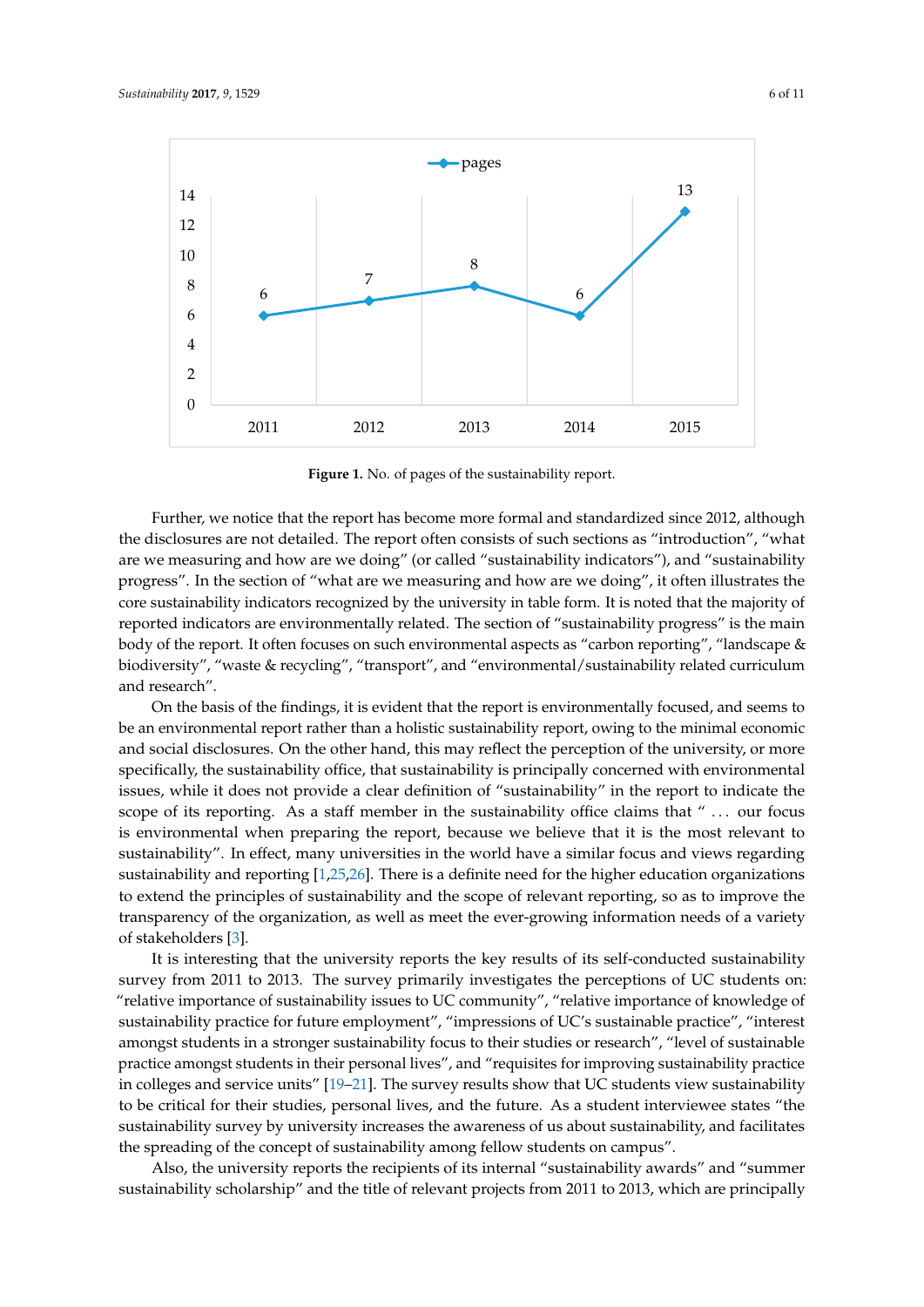**Figure 1.** No. of pages of the sustainability report.

Further, we notice that the report has become more formal and standardized since 2012, although the disclosures are not detailed. The report often consists of such sections as "introduction", "what are we measuring and how are we doing" (or called "sustainability indicators"), and "sustainability progress". In the section of "what are we measuring and how are we doing", it often illustrates the core sustainability indicators recognized by the university in table form. It is noted that the majority of reported indicators are environmentally related. The section of "sustainability progress" is the main body of the report. It often focuses on such environmental aspects as "carbon reporting", "landscape & biodiversity", "waste & recycling", "transport", and "environmental/sustainability related curriculum and research".

On the basis of the findings, it is evident that the report is environmentally focused, and seems to be an environmental report rather than a holistic sustainability report, owing to the minimal economic and social disclosures. On the other hand, this may reflect the perception of the university, or more specifically, the sustainability office, that sustainability is principally concerned with environmental issues, while it does not provide a clear definition of "sustainability" in the report to indicate the scope of its reporting. As a staff member in the sustainability office claims that " ... our focus is environmental when preparing the report, because we believe that it is the most relevant to sustainability". In effect, many universities in the world have a similar focus and views regarding sustainability and reporting [1,25,26]. There is a definite need for the higher education organizations to extend the principles of sustainability and the scope of relevant reporting, so as to improve the transparency of the organization, as well as meet the ever-growing information needs of a variety of stakeholders [3].

It is interesting that the university reports the key results of its self-conducted sustainability survey from 2011 to 2013. The survey primarily investigates the perceptions of UC students on: "relative importance of sustainability issues to UC community", "relative importance of knowledge of sustainability practice for future employment", "impressions of UC's sustainable practice", "interest amongst students in a stronger sustainability focus to their studies or research", "level of sustainable practice amongst students in their personal lives", and "requisites for improving sustainability practice in colleges and service units" [19–21]. The survey results show that UC students view sustainability to be critical for their studies, personal lives, and the future. As a student interviewee states "the sustainability survey by university increases the awareness of us about sustainability, and facilitates the spreading of the concept of sustainability among fellow students on campus".

Also, the university reports the recipients of its internal "sustainability awards" and "summer sustainability scholarship" and the title of relevant projects from 2011 to 2013, which are principally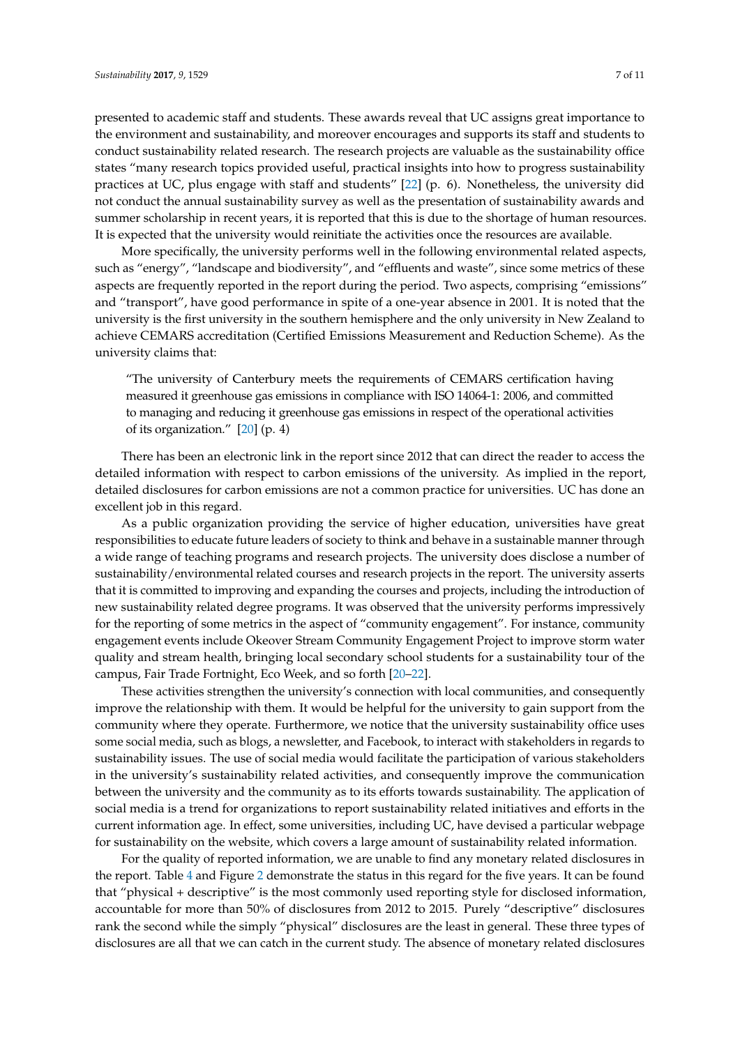presented to academic staff and students. These awards reveal that UC assigns great importance to the environment and sustainability, and moreover encourages and supports its staff and students to conduct sustainability related research. The research projects are valuable as the sustainability office states "many research topics provided useful, practical insights into how to progress sustainability practices at UC, plus engage with staff and students" [22] (p. 6). Nonetheless, the university did not conduct the annual sustainability survey as well as the presentation of sustainability awards and summer scholarship in recent years, it is reported that this is due to the shortage of human resources. It is expected that the university would reinitiate the activities once the resources are available.

More specifically, the university performs well in the following environmental related aspects, such as "energy", "landscape and biodiversity", and "effluents and waste", since some metrics of these aspects are frequently reported in the report during the period. Two aspects, comprising "emissions" and "transport", have good performance in spite of a one-year absence in 2001. It is noted that the university is the first university in the southern hemisphere and the only university in New Zealand to achieve CEMARS accreditation (Certified Emissions Measurement and Reduction Scheme). As the university claims that:

> "The university of Canterbury meets the requirements of CEMARS certification having measured it greenhouse gas emissions in compliance with ISO 14064-1: 2006, and committed to managing and reducing it greenhouse gas emissions in respect of the operational activities of its organization." [20] (p. 4)

There has been an electronic link in the report since 2012 that can direct the reader to access the detailed information with respect to carbon emissions of the university. As implied in the report, detailed disclosures for carbon emissions are not a common practice for universities. UC has done an excellent job in this regard.

As a public organization providing the service of higher education, universities have great responsibilities to educate future leaders of society to think and behave in a sustainable manner through a wide range of teaching programs and research projects. The university does disclose a number of sustainability/environmental related courses and research projects in the report. The university asserts that it is committed to improving and expanding the courses and projects, including the introduction of new sustainability related degree programs. It was observed that the university performs impressively for the reporting of some metrics in the aspect of "community engagement". For instance, community engagement events include Okeover Stream Community Engagement Project to improve storm water quality and stream health, bringing local secondary school students for a sustainability tour of the campus, Fair Trade Fortnight, Eco Week, and so forth [20–22].

These activities strengthen the university's connection with local communities, and consequently improve the relationship with them. It would be helpful for the university to gain support from the community where they operate. Furthermore, we notice that the university sustainability office uses some social media, such as blogs, a newsletter, and Facebook, to interact with stakeholders in regards to sustainability issues. The use of social media would facilitate the participation of various stakeholders in the university's sustainability related activities, and consequently improve the communication between the university and the community as to its efforts towards sustainability. The application of social media is a trend for organizations to report sustainability related initiatives and efforts in the current information age. In effect, some universities, including UC, have devised a particular webpage for sustainability on the website, which covers a large amount of sustainability related information.

For the quality of reported information, we are unable to find any monetary related disclosures in the report. Table 4 and Figure 2 demonstrate the status in this regard for the five years. It can be found that "physical + descriptive" is the most commonly used reporting style for disclosed information, accountable for more than 50% of disclosures from 2012 to 2015. Purely "descriptive" disclosures rank the second while the simply "physical" disclosures are the least in general. These three types of disclosures are all that we can catch in the current study. The absence of monetary related disclosures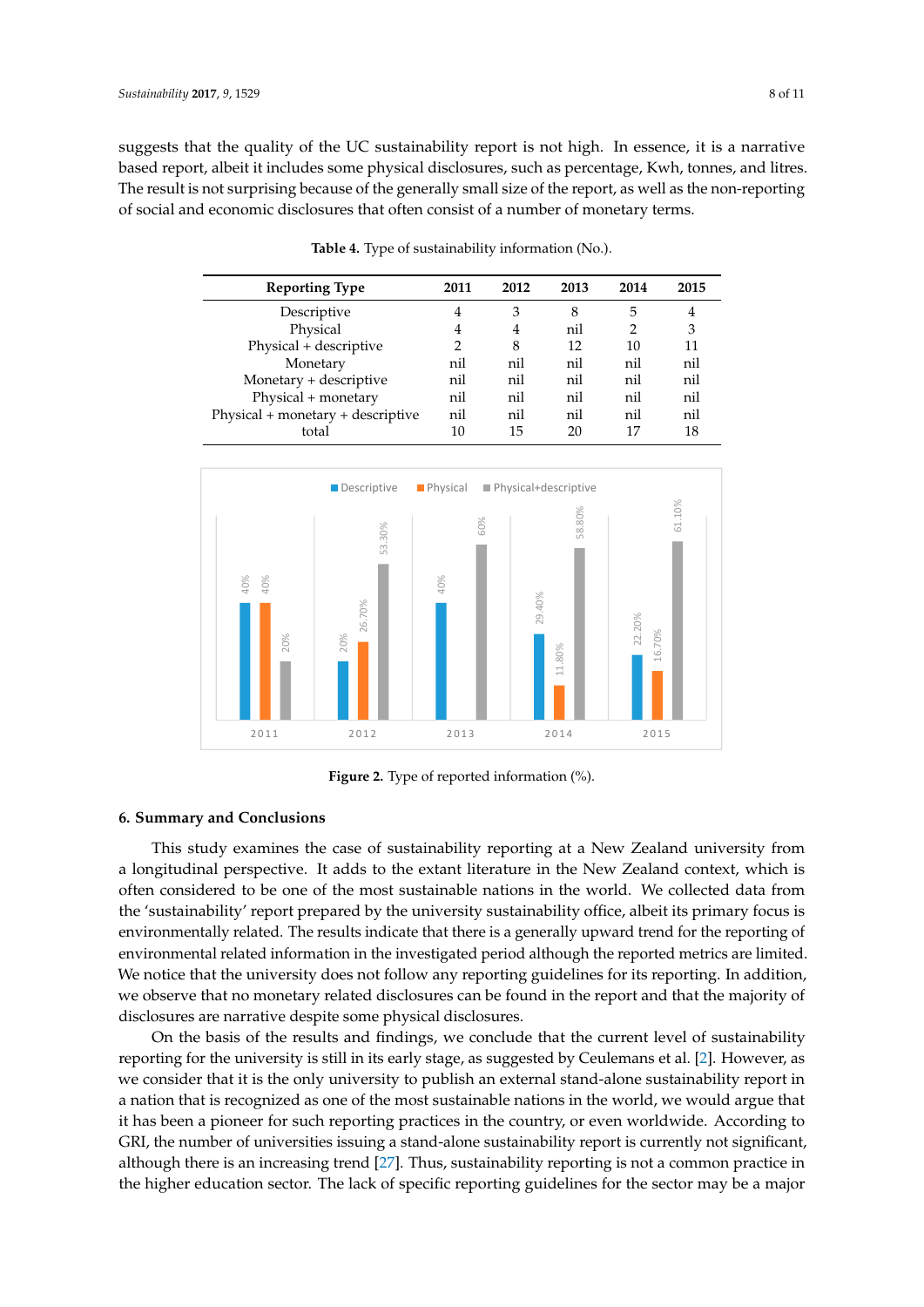suggests that the quality of the UC sustainability report is not high. In essence, it is a narrative based report, albeit it includes some physical disclosures, such as percentage, Kwh, tonnes, and litres. The result is not surprising because of the generally small size of the report, as well as the non-reporting of social and economic disclosures that often consist of a number of monetary terms.

**Table 4.** Type of sustainability information (No.).

| Reporting Type | 2011 | 2012 | 2013 | 2014 | 2015 |
|---|---|---|---|---|---|
| Descriptive | 4 | 3 | 8 | 5 | 4 |
| Physical | 4 | 4 | nil | 2 | 3 |
| Physical + descriptive | 2 | 8 | 12 | 10 | 11 |
| Monetary | nil | nil | nil | nil | nil |
| Monetary + descriptive | nil | nil | nil | nil | nil |
| Physical + monetary | nil | nil | nil | nil | nil |
| Physical + monetary + descriptive | nil | nil | nil | nil | nil |
| total | 10 | 15 | 20 | 17 | 18 |

**Figure 2.** Type of reported information (%).

## 6. Summary and Conclusions

This study examines the case of sustainability reporting at a New Zealand university from a longitudinal perspective. It adds to the extant literature in the New Zealand context, which is often considered to be one of the most sustainable nations in the world. We collected data from the 'sustainability' report prepared by the university sustainability office, albeit its primary focus is environmentally related. The results indicate that there is a generally upward trend for the reporting of environmental related information in the investigated period although the reported metrics are limited. We notice that the university does not follow any reporting guidelines for its reporting. In addition, we observe that no monetary related disclosures can be found in the report and that the majority of disclosures are narrative despite some physical disclosures.

On the basis of the results and findings, we conclude that the current level of sustainability reporting for the university is still in its early stage, as suggested by Ceulemans et al. [2]. However, as we consider that it is the only university to publish an external stand-alone sustainability report in a nation that is recognized as one of the most sustainable nations in the world, we would argue that it has been a pioneer for such reporting practices in the country, or even worldwide. According to GRI, the number of universities issuing a stand-alone sustainability report is currently not significant, although there is an increasing trend [27]. Thus, sustainability reporting is not a common practice in the higher education sector. The lack of specific reporting guidelines for the sector may be a major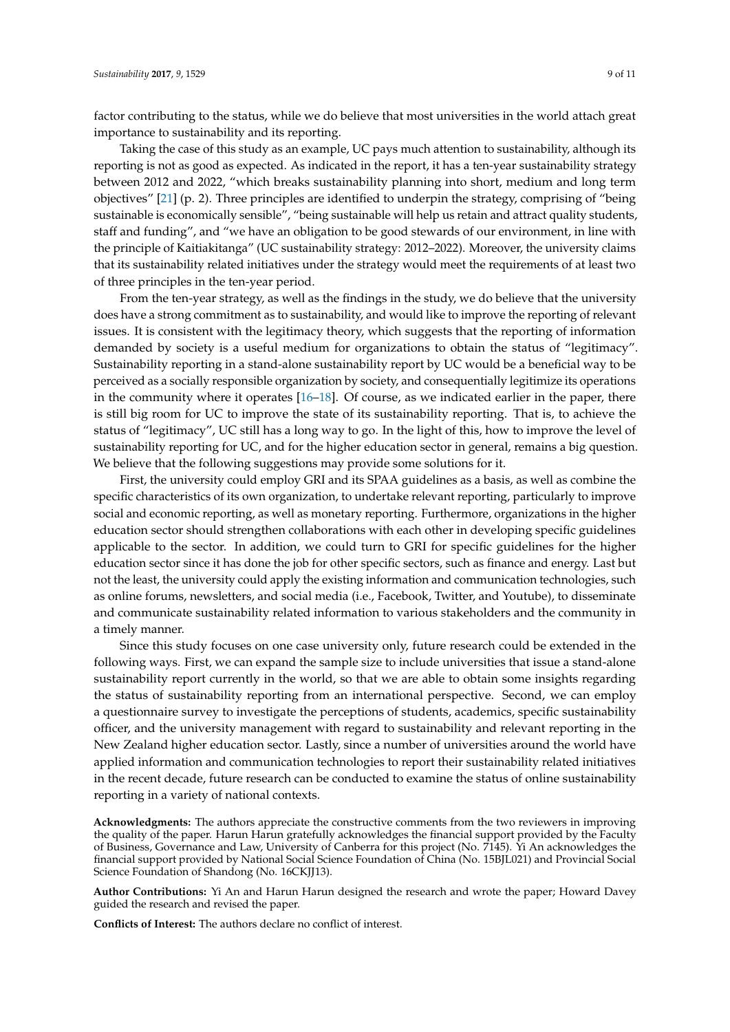factor contributing to the status, while we do believe that most universities in the world attach great importance to sustainability and its reporting.

Taking the case of this study as an example, UC pays much attention to sustainability, although its reporting is not as good as expected. As indicated in the report, it has a ten-year sustainability strategy between 2012 and 2022, "which breaks sustainability planning into short, medium and long term objectives" [21] (p. 2). Three principles are identified to underpin the strategy, comprising of "being sustainable is economically sensible", "being sustainable will help us retain and attract quality students, staff and funding", and "we have an obligation to be good stewards of our environment, in line with the principle of Kaitiakitanga" (UC sustainability strategy: 2012–2022). Moreover, the university claims that its sustainability related initiatives under the strategy would meet the requirements of at least two of three principles in the ten-year period.

From the ten-year strategy, as well as the findings in the study, we do believe that the university does have a strong commitment as to sustainability, and would like to improve the reporting of relevant issues. It is consistent with the legitimacy theory, which suggests that the reporting of information demanded by society is a useful medium for organizations to obtain the status of "legitimacy". Sustainability reporting in a stand-alone sustainability report by UC would be a beneficial way to be perceived as a socially responsible organization by society, and consequentially legitimize its operations in the community where it operates [16–18]. Of course, as we indicated earlier in the paper, there is still big room for UC to improve the state of its sustainability reporting. That is, to achieve the status of "legitimacy", UC still has a long way to go. In the light of this, how to improve the level of sustainability reporting for UC, and for the higher education sector in general, remains a big question. We believe that the following suggestions may provide some solutions for it.

First, the university could employ GRI and its SPAA guidelines as a basis, as well as combine the specific characteristics of its own organization, to undertake relevant reporting, particularly to improve social and economic reporting, as well as monetary reporting. Furthermore, organizations in the higher education sector should strengthen collaborations with each other in developing specific guidelines applicable to the sector. In addition, we could turn to GRI for specific guidelines for the higher education sector since it has done the job for other specific sectors, such as finance and energy. Last but not the least, the university could apply the existing information and communication technologies, such as online forums, newsletters, and social media (i.e., Facebook, Twitter, and Youtube), to disseminate and communicate sustainability related information to various stakeholders and the community in a timely manner.

Since this study focuses on one case university only, future research could be extended in the following ways. First, we can expand the sample size to include universities that issue a stand-alone sustainability report currently in the world, so that we are able to obtain some insights regarding the status of sustainability reporting from an international perspective. Second, we can employ a questionnaire survey to investigate the perceptions of students, academics, specific sustainability officer, and the university management with regard to sustainability and relevant reporting in the New Zealand higher education sector. Lastly, since a number of universities around the world have applied information and communication technologies to report their sustainability related initiatives in the recent decade, future research can be conducted to examine the status of online sustainability reporting in a variety of national contexts.

**Acknowledgments:** The authors appreciate the constructive comments from the two reviewers in improving the quality of the paper. Harun Harun gratefully acknowledges the financial support provided by the Faculty of Business, Governance and Law, University of Canberra for this project (No. 7145). Yi An acknowledges the financial support provided by National Social Science Foundation of China (No. 15BJL021) and Provincial Social Science Foundation of Shandong (No. 16CKJJ13).

**Author Contributions:** Yi An and Harun Harun designed the research and wrote the paper; Howard Davey guided the research and revised the paper.

**Conflicts of Interest:** The authors declare no conflict of interest.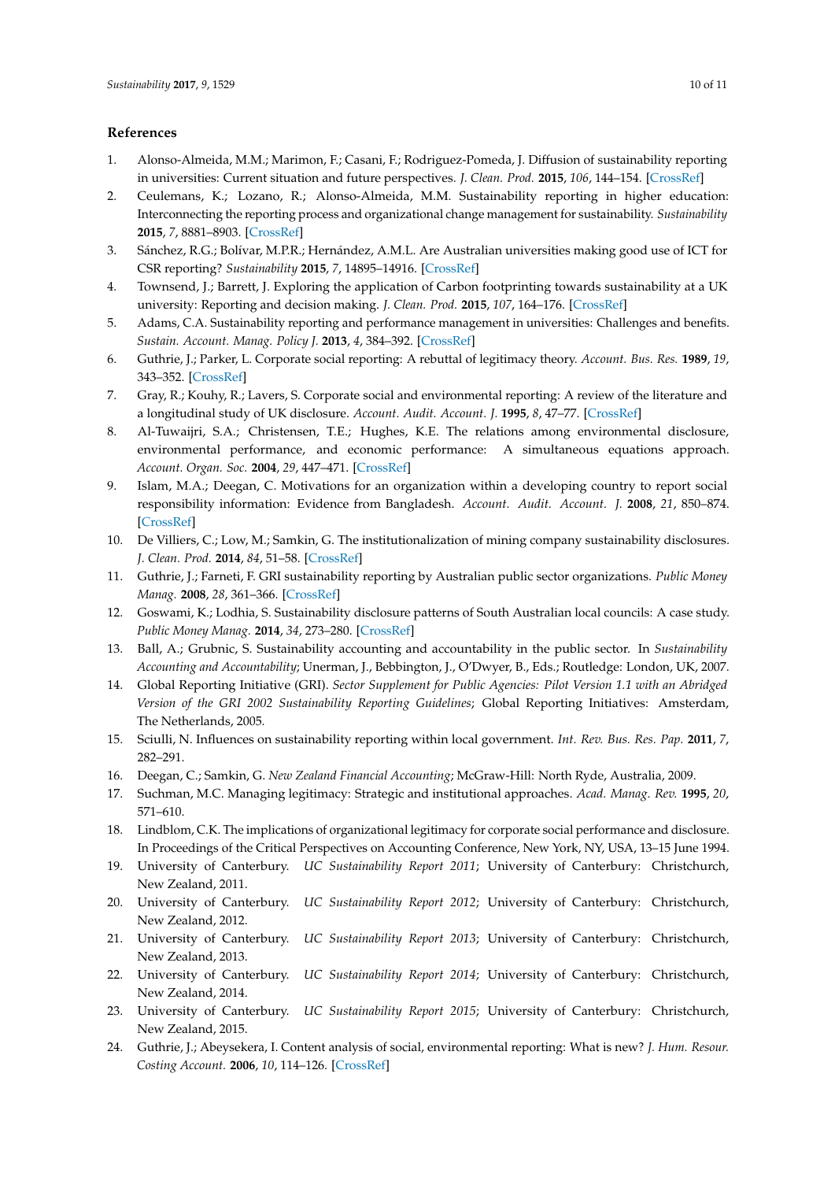## References

1. Alonso-Almeida, M.M.; Marimon, F.; Casani, F.; Rodriguez-Pomeda, J. Diffusion of sustainability reporting in universities: Current situation and future perspectives. *J. Clean. Prod.* **2015**, *106*, 144–154. [CrossRef]
2. Ceulemans, K.; Lozano, R.; Alonso-Almeida, M.M. Sustainability reporting in higher education: Interconnecting the reporting process and organizational change management for sustainability. *Sustainability* **2015**, *7*, 8881–8903. [CrossRef]
3. Sánchez, R.G.; Bolívar, M.P.R.; Hernández, A.M.L. Are Australian universities making good use of ICT for CSR reporting? *Sustainability* **2015**, *7*, 14895–14916. [CrossRef]
4. Townsend, J.; Barrett, J. Exploring the application of Carbon footprinting towards sustainability at a UK university: Reporting and decision making. *J. Clean. Prod.* **2015**, *107*, 164–176. [CrossRef]
5. Adams, C.A. Sustainability reporting and performance management in universities: Challenges and benefits. *Sustain. Account. Manag. Policy J.* **2013**, *4*, 384–392. [CrossRef]
6. Guthrie, J.; Parker, L. Corporate social reporting: A rebuttal of legitimacy theory. *Account. Bus. Res.* **1989**, *19*, 343–352. [CrossRef]
7. Gray, R.; Kouhy, R.; Lavers, S. Corporate social and environmental reporting: A review of the literature and a longitudinal study of UK disclosure. *Account. Audit. Account. J.* **1995**, *8*, 47–77. [CrossRef]
8. Al-Tuwaijri, S.A.; Christensen, T.E.; Hughes, K.E. The relations among environmental disclosure, environmental performance, and economic performance: A simultaneous equations approach. *Account. Organ. Soc.* **2004**, *29*, 447–471. [CrossRef]
9. Islam, M.A.; Deegan, C. Motivations for an organization within a developing country to report social responsibility information: Evidence from Bangladesh. *Account. Audit. Account. J.* **2008**, *21*, 850–874. [CrossRef]
10. De Villiers, C.; Low, M.; Samkin, G. The institutionalization of mining company sustainability disclosures. *J. Clean. Prod.* **2014**, *84*, 51–58. [CrossRef]
11. Guthrie, J.; Farneti, F. GRI sustainability reporting by Australian public sector organizations. *Public Money Manag.* **2008**, *28*, 361–366. [CrossRef]
12. Goswami, K.; Lodhia, S. Sustainability disclosure patterns of South Australian local councils: A case study. *Public Money Manag.* **2014**, *34*, 273–280. [CrossRef]
13. Ball, A.; Grubnic, S. Sustainability accounting and accountability in the public sector. In *Sustainability Accounting and Accountability*; Unerman, J., Bebbington, J., O'Dwyer, B., Eds.; Routledge: London, UK, 2007.
14. Global Reporting Initiative (GRI). *Sector Supplement for Public Agencies: Pilot Version 1.1 with an Abridged Version of the GRI 2002 Sustainability Reporting Guidelines*; Global Reporting Initiatives: Amsterdam, The Netherlands, 2005.
15. Sciulli, N. Influences on sustainability reporting within local government. *Int. Rev. Bus. Res. Pap.* **2011**, *7*, 282–291.
16. Deegan, C.; Samkin, G. *New Zealand Financial Accounting*; McGraw-Hill: North Ryde, Australia, 2009.
17. Suchman, M.C. Managing legitimacy: Strategic and institutional approaches. *Acad. Manag. Rev.* **1995**, *20*, 571–610.
18. Lindblom, C.K. The implications of organizational legitimacy for corporate social performance and disclosure. In Proceedings of the Critical Perspectives on Accounting Conference, New York, NY, USA, 13–15 June 1994.
19. University of Canterbury. *UC Sustainability Report 2011*; University of Canterbury: Christchurch, New Zealand, 2011.
20. University of Canterbury. *UC Sustainability Report 2012*; University of Canterbury: Christchurch, New Zealand, 2012.
21. University of Canterbury. *UC Sustainability Report 2013*; University of Canterbury: Christchurch, New Zealand, 2013.
22. University of Canterbury. *UC Sustainability Report 2014*; University of Canterbury: Christchurch, New Zealand, 2014.
23. University of Canterbury. *UC Sustainability Report 2015*; University of Canterbury: Christchurch, New Zealand, 2015.
24. Guthrie, J.; Abeysekera, I. Content analysis of social, environmental reporting: What is new? *J. Hum. Resour. Costing Account.* **2006**, *10*, 114–126. [CrossRef]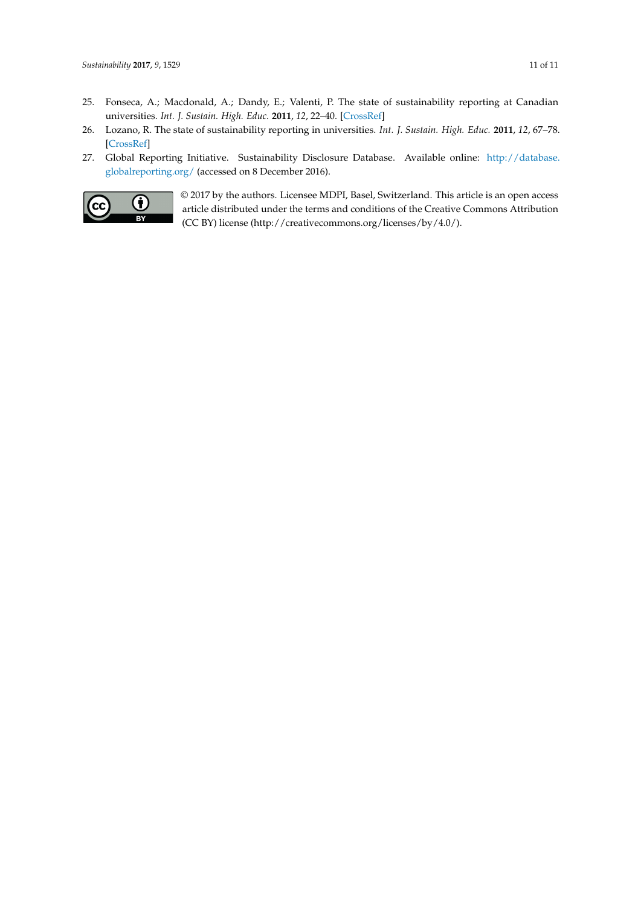25. Fonseca, A.; Macdonald, A.; Dandy, E.; Valenti, P. The state of sustainability reporting at Canadian universities. *Int. J. Sustain. High. Educ.* **2011**, *12*, 22–40. [CrossRef]
26. Lozano, R. The state of sustainability reporting in universities. *Int. J. Sustain. High. Educ.* **2011**, *12*, 67–78. [CrossRef]
27. Global Reporting Initiative. Sustainability Disclosure Database. Available online: http://database.globalreporting.org/ (accessed on 8 December 2016).

© 2017 by the authors. Licensee MDPI, Basel, Switzerland. This article is an open access article distributed under the terms and conditions of the Creative Commons Attribution (CC BY) license (http://creativecommons.org/licenses/by/4.0/).